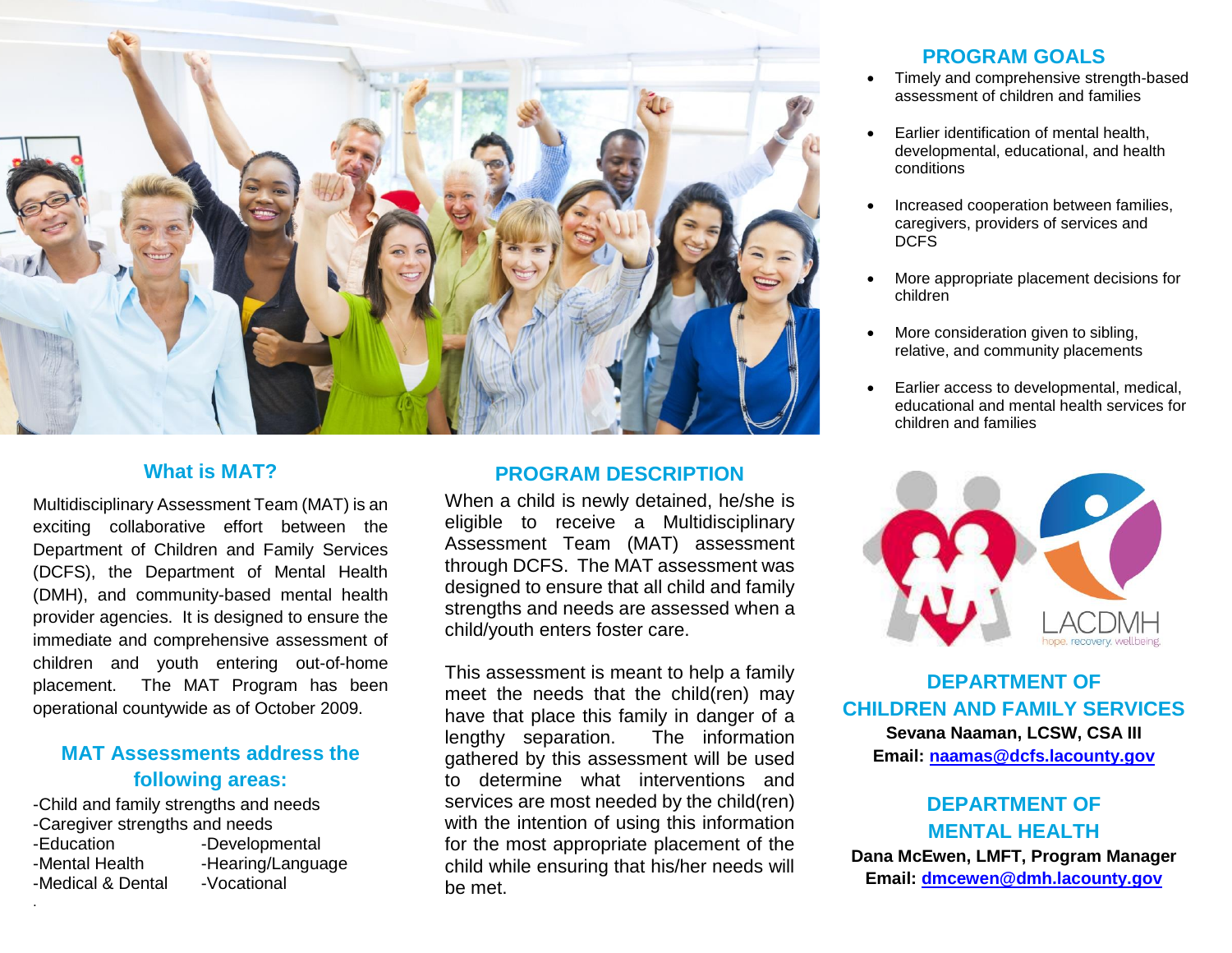## What is MAT?

Multidisciplinary Assessment Team (MAT) is an exciting collaborative effort between the Department of Children and Family Services (DCFS), the Department of Mental Health (DMH), and community-based mental health provider agencies. It is designed to ensure the immediate and comprehensive assessment of children and youth entering out-of-home placement. The MAT Program has been operational countywide as of October 2009.

## MAT Assessments address the following areas:

-Child and family strengths and needs
-Caregiver strengths and needs
-Education
-Mental Health
-Medical & Dental
-Developmental
-Hearing/Language
-Vocational

## PROGRAM DESCRIPTION

When a child is newly detained, he/she is eligible to receive a Multidisciplinary Assessment Team (MAT) assessment through DCFS. The MAT assessment was designed to ensure that all child and family strengths and needs are assessed when a child/youth enters foster care.

This assessment is meant to help a family meet the needs that the child(ren) may have that place this family in danger of a lengthy separation. The information gathered by this assessment will be used to determine what interventions and services are most needed by the child(ren) with the intention of using this information for the most appropriate placement of the child while ensuring that his/her needs will be met.

## PROGRAM GOALS

- Timely and comprehensive strength-based assessment of children and families
- Earlier identification of mental health, developmental, educational, and health conditions
- Increased cooperation between families, caregivers, providers of services and DCFS
- More appropriate placement decisions for children
- More consideration given to sibling, relative, and community placements
- Earlier access to developmental, medical, educational and mental health services for children and families

LACDMH
hope. recovery. wellbeing.

## DEPARTMENT OF CHILDREN AND FAMILY SERVICES

**Sevana Naaman, LCSW, CSA III**
**Email: naamas@dcfs.lacounty.gov**

## DEPARTMENT OF MENTAL HEALTH

**Dana McEwen, LMFT, Program Manager**
**Email: dmcewen@dmh.lacounty.gov**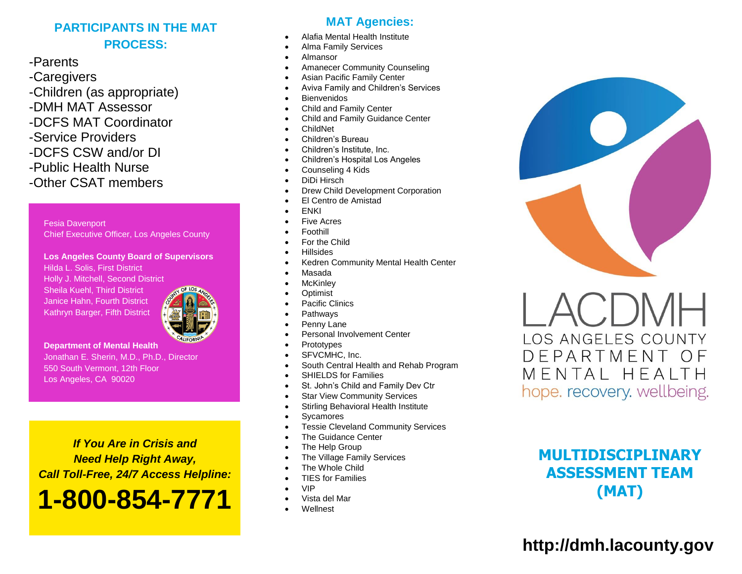## PARTICIPANTS IN THE MAT PROCESS:

-Parents
-Caregivers
-Children (as appropriate)
-DMH MAT Assessor
-DCFS MAT Coordinator
-Service Providers
-DCFS CSW and/or DI
-Public Health Nurse
-Other CSAT members

Fesia Davenport
Chief Executive Officer, Los Angeles County

**Los Angeles County Board of Supervisors**
Hilda L. Solis, First District
Holly J. Mitchell, Second District
Sheila Kuehl, Third District
Janice Hahn, Fourth District
Kathryn Barger, Fifth District

**Department of Mental Health**
Jonathan E. Sherin, M.D., Ph.D., Director
550 South Vermont, 12th Floor
Los Angeles, CA 90020

***If You Are in Crisis and Need Help Right Away, Call Toll-Free, 24/7 Access Helpline:***

# 1-800-854-7771

## MAT Agencies:

- Alafia Mental Health Institute
- Alma Family Services
- Almansor
- Amanecer Community Counseling
- Asian Pacific Family Center
- Aviva Family and Children's Services
- Bienvenidos
- Child and Family Center
- Child and Family Guidance Center
- ChildNet
- Children's Bureau
- Children's Institute, Inc.
- Children's Hospital Los Angeles
- Counseling 4 Kids
- DiDi Hirsch
- Drew Child Development Corporation
- El Centro de Amistad
- ENKI
- Five Acres
- Foothill
- For the Child
- Hillsides
- Kedren Community Mental Health Center
- Masada
- McKinley
- Optimist
- Pacific Clinics
- Pathways
- Penny Lane
- Personal Involvement Center
- Prototypes
- SFVCMHC, Inc.
- South Central Health and Rehab Program
- SHIELDS for Families
- St. John's Child and Family Dev Ctr
- Star View Community Services
- Stirling Behavioral Health Institute
- Sycamores
- Tessie Cleveland Community Services
- The Guidance Center
- The Help Group
- The Village Family Services
- The Whole Child
- TIES for Families
- VIP
- Vista del Mar
- Wellnest

LACDMH
LOS ANGELES COUNTY DEPARTMENT OF MENTAL HEALTH
hope. recovery. wellbeing.

# MULTIDISCIPLINARY ASSESSMENT TEAM (MAT)

**http://dmh.lacounty.gov**